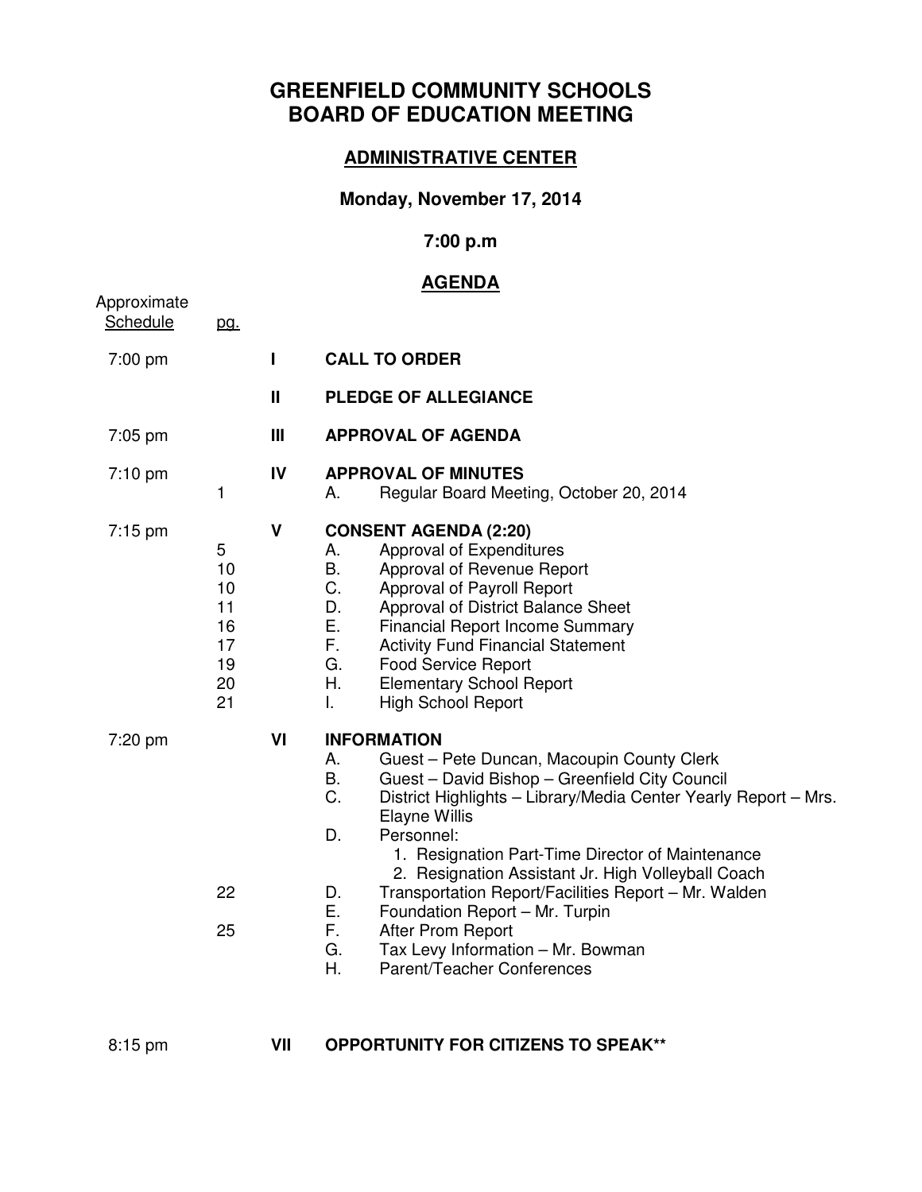# GREENFIELD COMMUNITY SCHOOLS
# BOARD OF EDUCATION MEETING

## ADMINISTRATIVE CENTER

### Monday, November 17, 2014

### 7:00 p.m

## AGENDA

| Approximate Schedule | pg. | | |
|---|---|---|---|
| 7:00 pm | | I | **CALL TO ORDER** |
| | | II | **PLEDGE OF ALLEGIANCE** |
| 7:05 pm | | III | **APPROVAL OF AGENDA** |
| 7:10 pm | | IV | **APPROVAL OF MINUTES** |
| | 1 | | A. Regular Board Meeting, October 20, 2014 |
| 7:15 pm | | V | **CONSENT AGENDA (2:20)** |
| | 5 | | A. Approval of Expenditures |
| | 10 | | B. Approval of Revenue Report |
| | 10 | | C. Approval of Payroll Report |
| | 11 | | D. Approval of District Balance Sheet |
| | 16 | | E. Financial Report Income Summary |
| | 17 | | F. Activity Fund Financial Statement |
| | 19 | | G. Food Service Report |
| | 20 | | H. Elementary School Report |
| | 21 | | I. High School Report |
| 7:20 pm | | VI | **INFORMATION** |
| | | | A. Guest – Pete Duncan, Macoupin County Clerk |
| | | | B. Guest – David Bishop – Greenfield City Council |
| | | | C. District Highlights – Library/Media Center Yearly Report – Mrs. Elayne Willis |
| | | | D. Personnel: 1. Resignation Part-Time Director of Maintenance 2. Resignation Assistant Jr. High Volleyball Coach |
| | 22 | | D. Transportation Report/Facilities Report – Mr. Walden |
| | | | E. Foundation Report – Mr. Turpin |
| | 25 | | F. After Prom Report |
| | | | G. Tax Levy Information – Mr. Bowman |
| | | | H. Parent/Teacher Conferences |
| 8:15 pm | | VII | **OPPORTUNITY FOR CITIZENS TO SPEAK**** |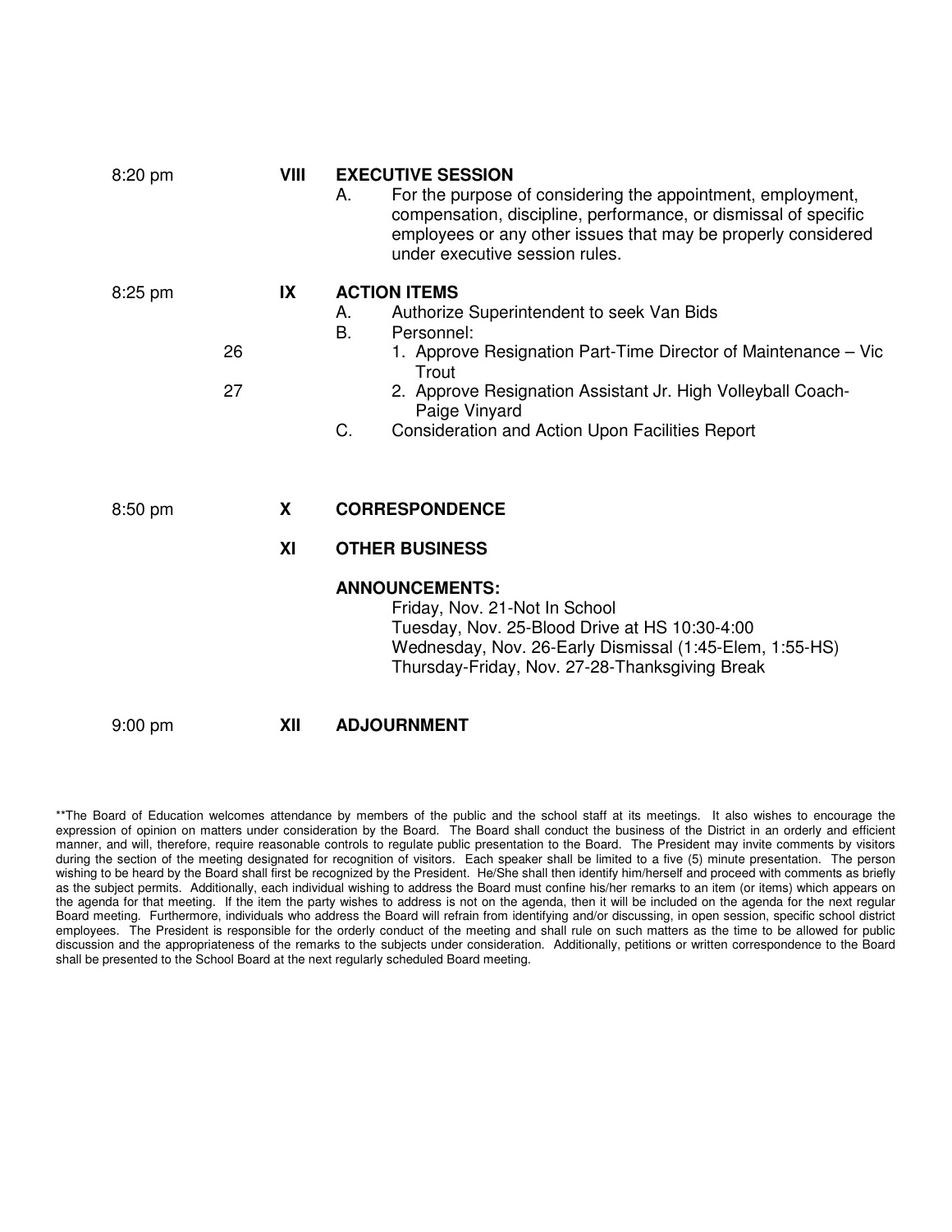8:20 pm **VIII** **EXECUTIVE SESSION**

A. For the purpose of considering the appointment, employment, compensation, discipline, performance, or dismissal of specific employees or any other issues that may be properly considered under executive session rules.

8:25 pm **IX** **ACTION ITEMS**

A. Authorize Superintendent to seek Van Bids

B. Personnel:

26 — 1. Approve Resignation Part-Time Director of Maintenance – Vic Trout

27 — 2. Approve Resignation Assistant Jr. High Volleyball Coach- Paige Vinyard

C. Consideration and Action Upon Facilities Report

8:50 pm **X** **CORRESPONDENCE**

**XI** **OTHER BUSINESS**

**ANNOUNCEMENTS:**

Friday, Nov. 21-Not In School
Tuesday, Nov. 25-Blood Drive at HS 10:30-4:00
Wednesday, Nov. 26-Early Dismissal (1:45-Elem, 1:55-HS)
Thursday-Friday, Nov. 27-28-Thanksgiving Break

9:00 pm **XII** **ADJOURNMENT**

**The Board of Education welcomes attendance by members of the public and the school staff at its meetings. It also wishes to encourage the expression of opinion on matters under consideration by the Board. The Board shall conduct the business of the District in an orderly and efficient manner, and will, therefore, require reasonable controls to regulate public presentation to the Board. The President may invite comments by visitors during the section of the meeting designated for recognition of visitors. Each speaker shall be limited to a five (5) minute presentation. The person wishing to be heard by the Board shall first be recognized by the President. He/She shall then identify him/herself and proceed with comments as briefly as the subject permits. Additionally, each individual wishing to address the Board must confine his/her remarks to an item (or items) which appears on the agenda for that meeting. If the item the party wishes to address is not on the agenda, then it will be included on the agenda for the next regular Board meeting. Furthermore, individuals who address the Board will refrain from identifying and/or discussing, in open session, specific school district employees. The President is responsible for the orderly conduct of the meeting and shall rule on such matters as the time to be allowed for public discussion and the appropriateness of the remarks to the subjects under consideration. Additionally, petitions or written correspondence to the Board shall be presented to the School Board at the next regularly scheduled Board meeting.